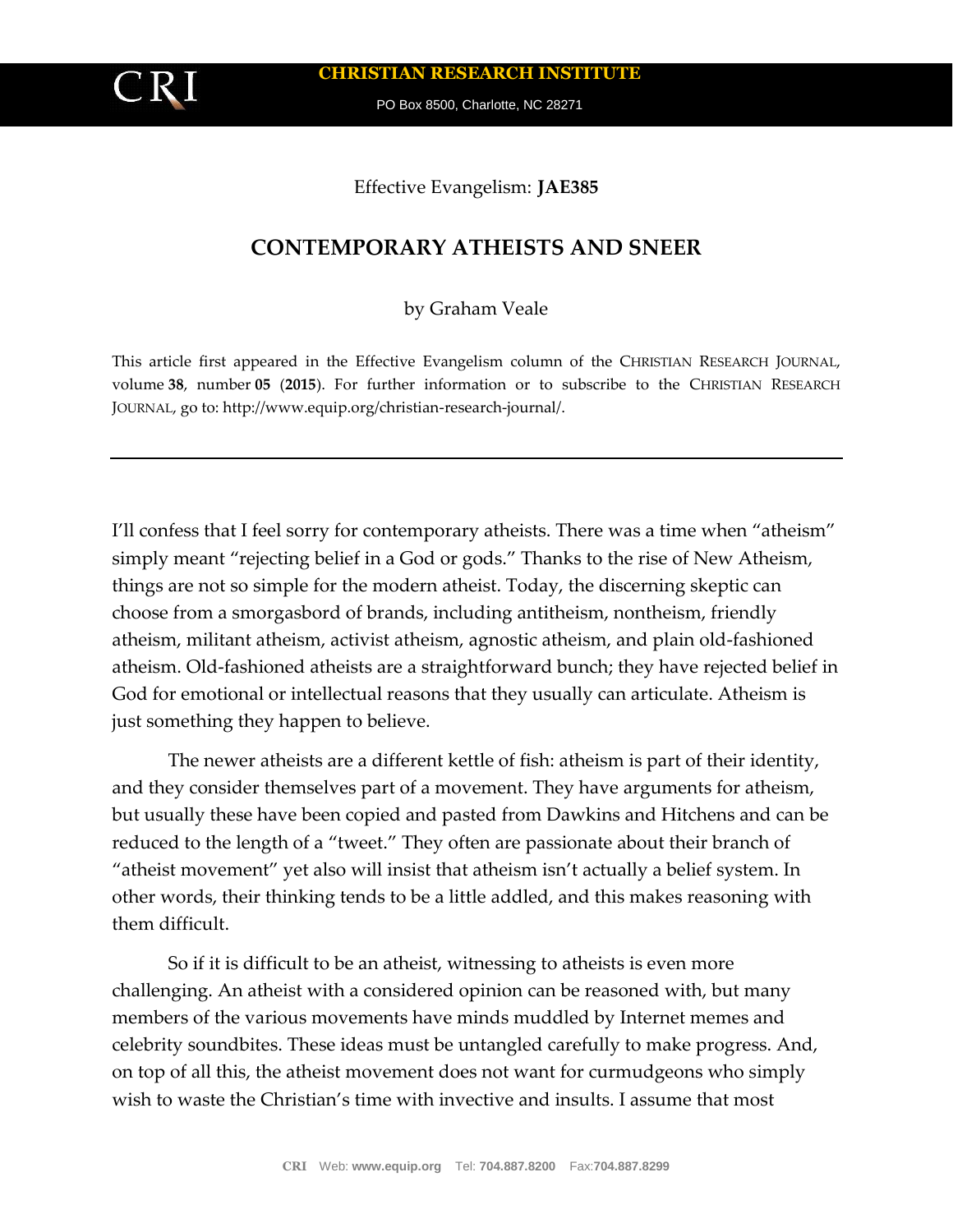Effective Evangelism: **JAE385**

# CONTEMPORARY ATHEISTS AND SNEER

by Graham Veale

This article first appeared in the Effective Evangelism column of the CHRISTIAN RESEARCH JOURNAL, volume **38**, number **05** (**2015**). For further information or to subscribe to the CHRISTIAN RESEARCH JOURNAL, go to: http://www.equip.org/christian-research-journal/.

---

I'll confess that I feel sorry for contemporary atheists. There was a time when "atheism" simply meant "rejecting belief in a God or gods." Thanks to the rise of New Atheism, things are not so simple for the modern atheist. Today, the discerning skeptic can choose from a smorgasbord of brands, including antitheism, nontheism, friendly atheism, militant atheism, activist atheism, agnostic atheism, and plain old-fashioned atheism. Old-fashioned atheists are a straightforward bunch; they have rejected belief in God for emotional or intellectual reasons that they usually can articulate. Atheism is just something they happen to believe.

The newer atheists are a different kettle of fish: atheism is part of their identity, and they consider themselves part of a movement. They have arguments for atheism, but usually these have been copied and pasted from Dawkins and Hitchens and can be reduced to the length of a "tweet." They often are passionate about their branch of "atheist movement" yet also will insist that atheism isn't actually a belief system. In other words, their thinking tends to be a little addled, and this makes reasoning with them difficult.

So if it is difficult to be an atheist, witnessing to atheists is even more challenging. An atheist with a considered opinion can be reasoned with, but many members of the various movements have minds muddled by Internet memes and celebrity soundbites. These ideas must be untangled carefully to make progress. And, on top of all this, the atheist movement does not want for curmudgeons who simply wish to waste the Christian's time with invective and insults. I assume that most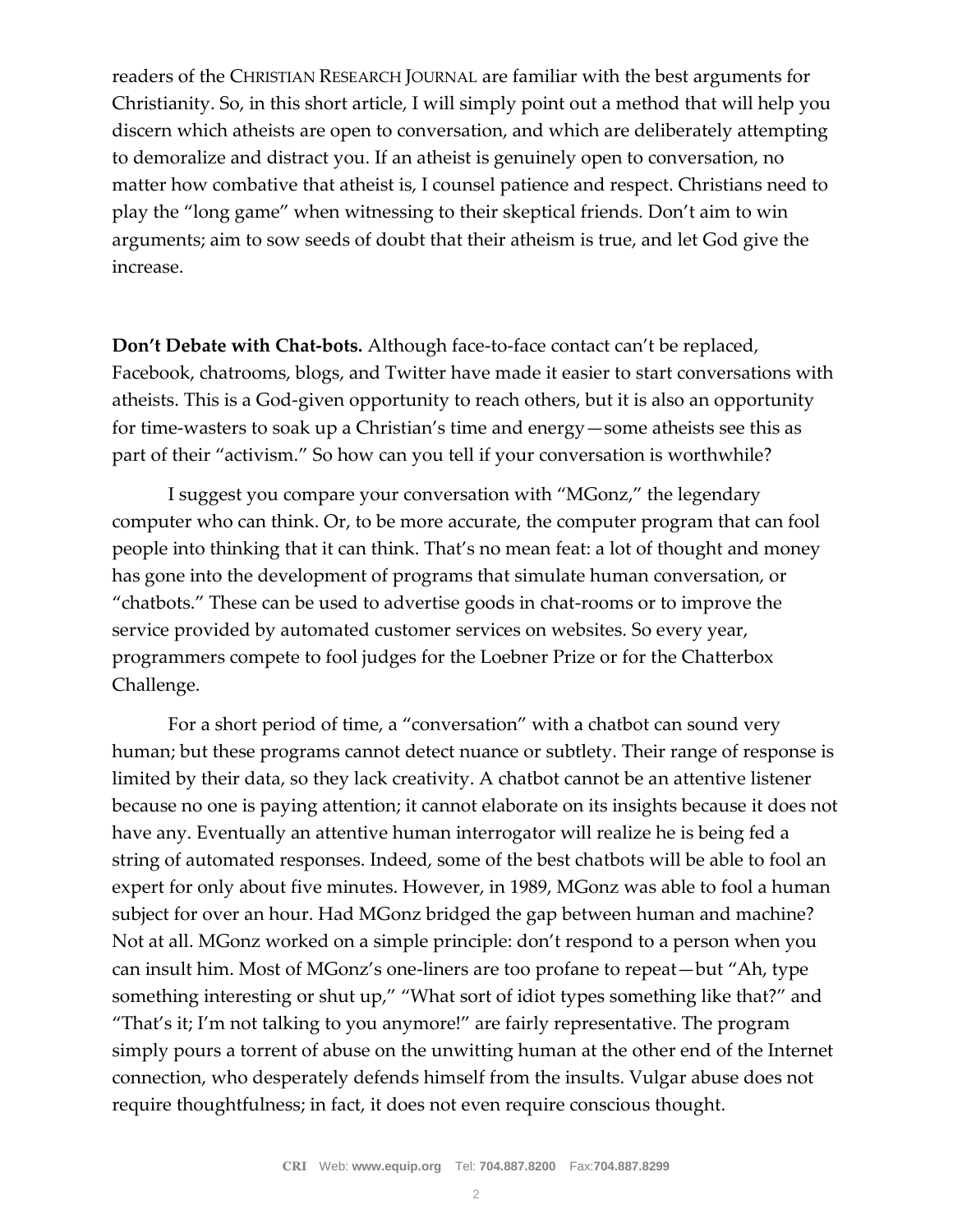readers of the CHRISTIAN RESEARCH JOURNAL are familiar with the best arguments for Christianity. So, in this short article, I will simply point out a method that will help you discern which atheists are open to conversation, and which are deliberately attempting to demoralize and distract you. If an atheist is genuinely open to conversation, no matter how combative that atheist is, I counsel patience and respect. Christians need to play the "long game" when witnessing to their skeptical friends. Don't aim to win arguments; aim to sow seeds of doubt that their atheism is true, and let God give the increase.

**Don't Debate with Chat-bots.** Although face-to-face contact can't be replaced, Facebook, chatrooms, blogs, and Twitter have made it easier to start conversations with atheists. This is a God-given opportunity to reach others, but it is also an opportunity for time-wasters to soak up a Christian's time and energy—some atheists see this as part of their "activism." So how can you tell if your conversation is worthwhile?

I suggest you compare your conversation with "MGonz," the legendary computer who can think. Or, to be more accurate, the computer program that can fool people into thinking that it can think. That's no mean feat: a lot of thought and money has gone into the development of programs that simulate human conversation, or "chatbots." These can be used to advertise goods in chat-rooms or to improve the service provided by automated customer services on websites. So every year, programmers compete to fool judges for the Loebner Prize or for the Chatterbox Challenge.

For a short period of time, a "conversation" with a chatbot can sound very human; but these programs cannot detect nuance or subtlety. Their range of response is limited by their data, so they lack creativity. A chatbot cannot be an attentive listener because no one is paying attention; it cannot elaborate on its insights because it does not have any. Eventually an attentive human interrogator will realize he is being fed a string of automated responses. Indeed, some of the best chatbots will be able to fool an expert for only about five minutes. However, in 1989, MGonz was able to fool a human subject for over an hour. Had MGonz bridged the gap between human and machine? Not at all. MGonz worked on a simple principle: don't respond to a person when you can insult him. Most of MGonz's one-liners are too profane to repeat—but "Ah, type something interesting or shut up," "What sort of idiot types something like that?" and "That's it; I'm not talking to you anymore!" are fairly representative. The program simply pours a torrent of abuse on the unwitting human at the other end of the Internet connection, who desperately defends himself from the insults. Vulgar abuse does not require thoughtfulness; in fact, it does not even require conscious thought.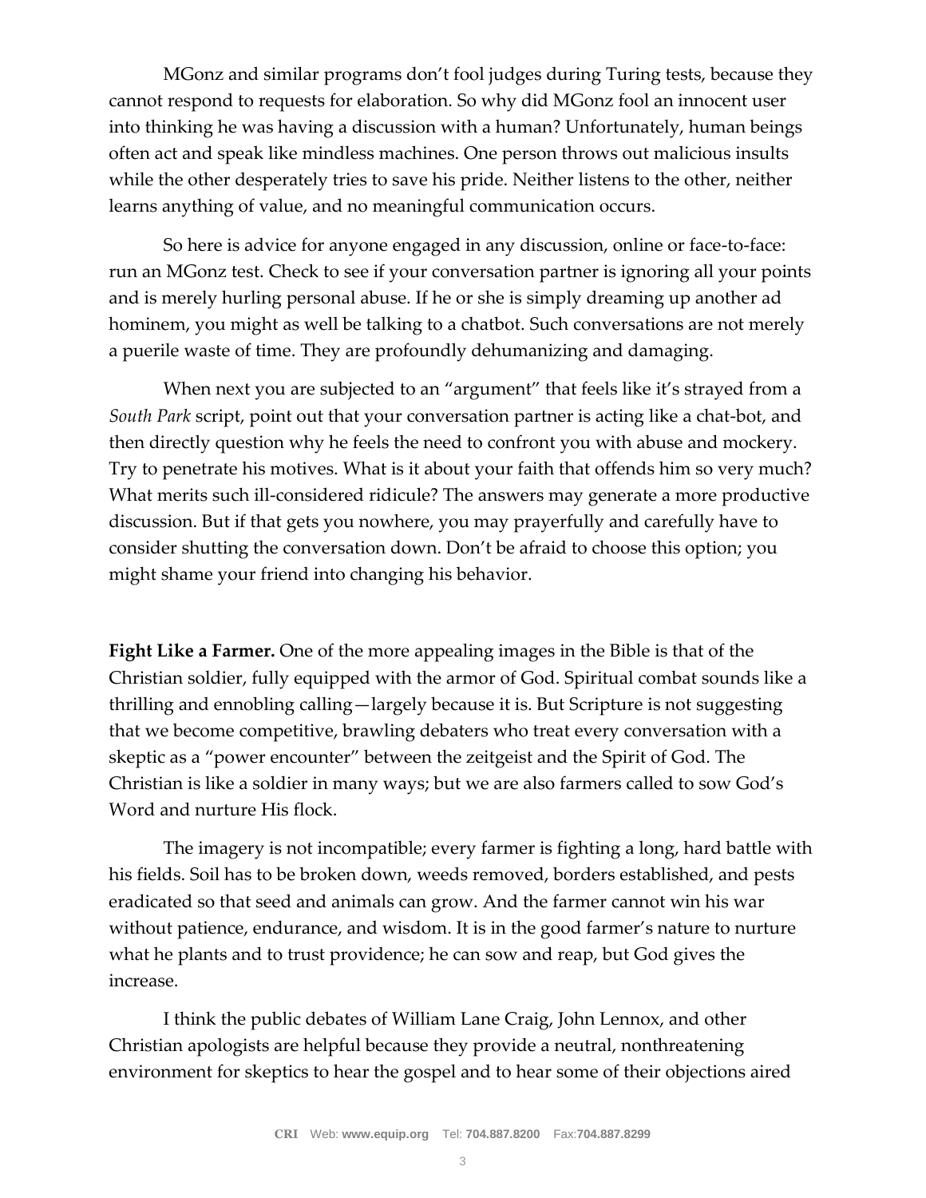MGonz and similar programs don't fool judges during Turing tests, because they cannot respond to requests for elaboration. So why did MGonz fool an innocent user into thinking he was having a discussion with a human? Unfortunately, human beings often act and speak like mindless machines. One person throws out malicious insults while the other desperately tries to save his pride. Neither listens to the other, neither learns anything of value, and no meaningful communication occurs.

So here is advice for anyone engaged in any discussion, online or face-to-face: run an MGonz test. Check to see if your conversation partner is ignoring all your points and is merely hurling personal abuse. If he or she is simply dreaming up another ad hominem, you might as well be talking to a chatbot. Such conversations are not merely a puerile waste of time. They are profoundly dehumanizing and damaging.

When next you are subjected to an "argument" that feels like it's strayed from a *South Park* script, point out that your conversation partner is acting like a chat-bot, and then directly question why he feels the need to confront you with abuse and mockery. Try to penetrate his motives. What is it about your faith that offends him so very much? What merits such ill-considered ridicule? The answers may generate a more productive discussion. But if that gets you nowhere, you may prayerfully and carefully have to consider shutting the conversation down. Don't be afraid to choose this option; you might shame your friend into changing his behavior.

**Fight Like a Farmer.** One of the more appealing images in the Bible is that of the Christian soldier, fully equipped with the armor of God. Spiritual combat sounds like a thrilling and ennobling calling—largely because it is. But Scripture is not suggesting that we become competitive, brawling debaters who treat every conversation with a skeptic as a "power encounter" between the zeitgeist and the Spirit of God. The Christian is like a soldier in many ways; but we are also farmers called to sow God's Word and nurture His flock.

The imagery is not incompatible; every farmer is fighting a long, hard battle with his fields. Soil has to be broken down, weeds removed, borders established, and pests eradicated so that seed and animals can grow. And the farmer cannot win his war without patience, endurance, and wisdom. It is in the good farmer's nature to nurture what he plants and to trust providence; he can sow and reap, but God gives the increase.

I think the public debates of William Lane Craig, John Lennox, and other Christian apologists are helpful because they provide a neutral, nonthreatening environment for skeptics to hear the gospel and to hear some of their objections aired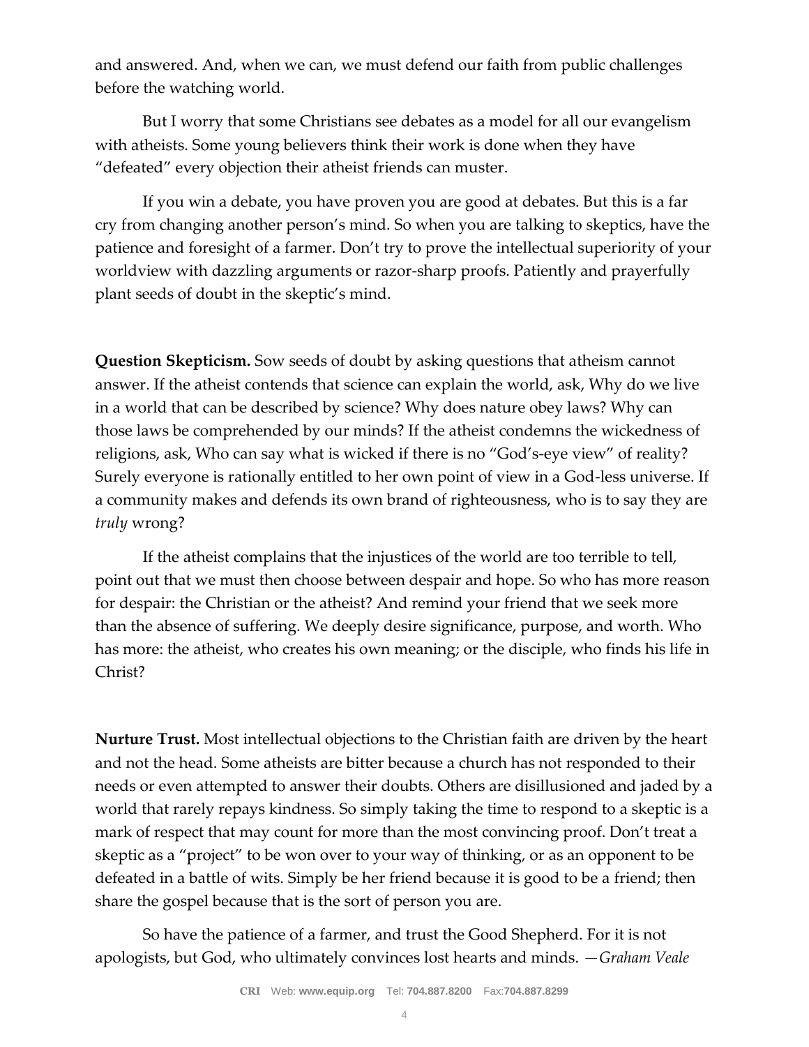and answered. And, when we can, we must defend our faith from public challenges before the watching world.

But I worry that some Christians see debates as a model for all our evangelism with atheists. Some young believers think their work is done when they have "defeated" every objection their atheist friends can muster.

If you win a debate, you have proven you are good at debates. But this is a far cry from changing another person's mind. So when you are talking to skeptics, have the patience and foresight of a farmer. Don't try to prove the intellectual superiority of your worldview with dazzling arguments or razor-sharp proofs. Patiently and prayerfully plant seeds of doubt in the skeptic's mind.

**Question Skepticism.** Sow seeds of doubt by asking questions that atheism cannot answer. If the atheist contends that science can explain the world, ask, Why do we live in a world that can be described by science? Why does nature obey laws? Why can those laws be comprehended by our minds? If the atheist condemns the wickedness of religions, ask, Who can say what is wicked if there is no "God's-eye view" of reality? Surely everyone is rationally entitled to her own point of view in a God-less universe. If a community makes and defends its own brand of righteousness, who is to say they are *truly* wrong?

If the atheist complains that the injustices of the world are too terrible to tell, point out that we must then choose between despair and hope. So who has more reason for despair: the Christian or the atheist? And remind your friend that we seek more than the absence of suffering. We deeply desire significance, purpose, and worth. Who has more: the atheist, who creates his own meaning; or the disciple, who finds his life in Christ?

**Nurture Trust.** Most intellectual objections to the Christian faith are driven by the heart and not the head. Some atheists are bitter because a church has not responded to their needs or even attempted to answer their doubts. Others are disillusioned and jaded by a world that rarely repays kindness. So simply taking the time to respond to a skeptic is a mark of respect that may count for more than the most convincing proof. Don't treat a skeptic as a "project" to be won over to your way of thinking, or as an opponent to be defeated in a battle of wits. Simply be her friend because it is good to be a friend; then share the gospel because that is the sort of person you are.

So have the patience of a farmer, and trust the Good Shepherd. For it is not apologists, but God, who ultimately convinces lost hearts and minds. *—Graham Veale*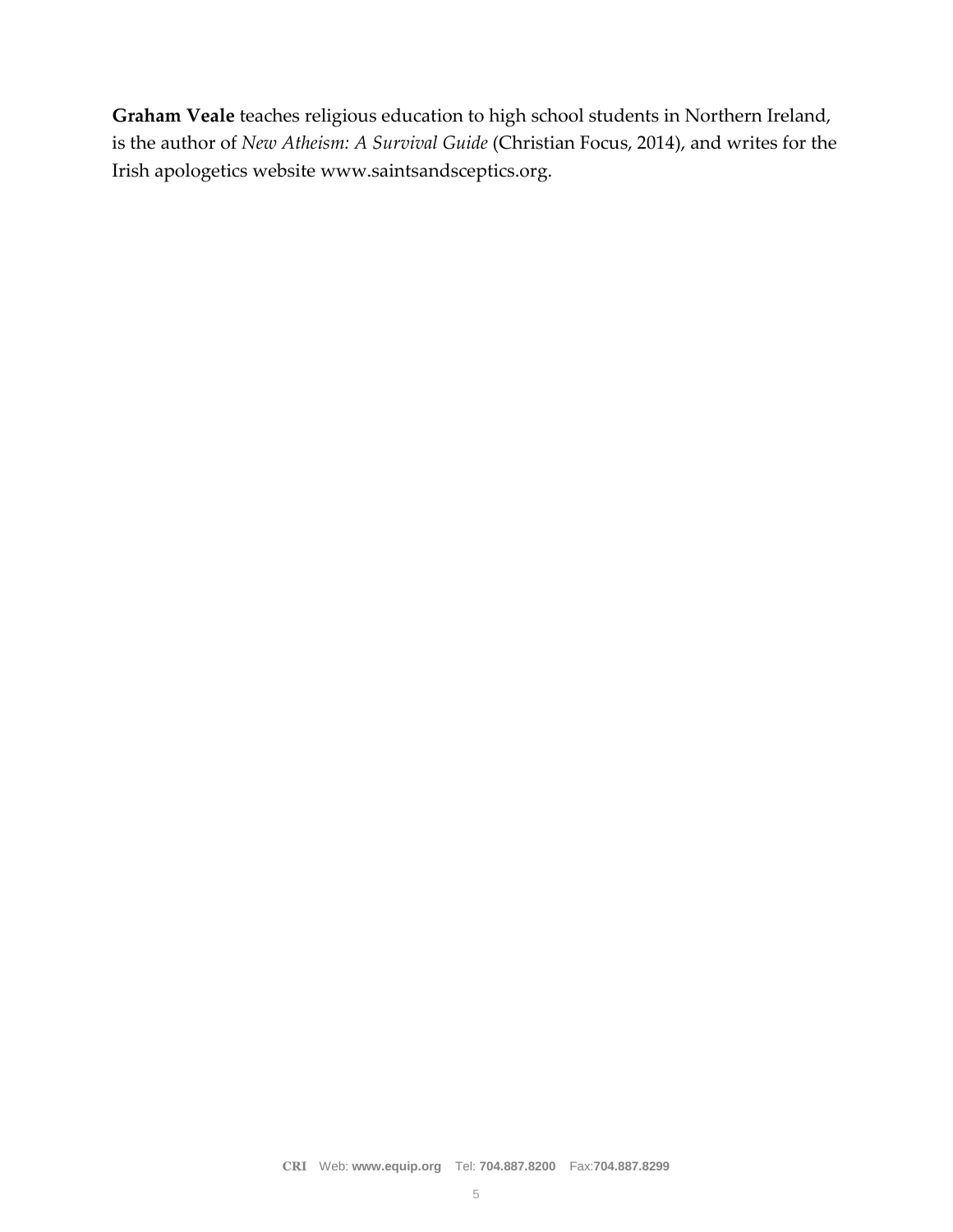**Graham Veale** teaches religious education to high school students in Northern Ireland, is the author of *New Atheism: A Survival Guide* (Christian Focus, 2014), and writes for the Irish apologetics website www.saintsandsceptics.org.